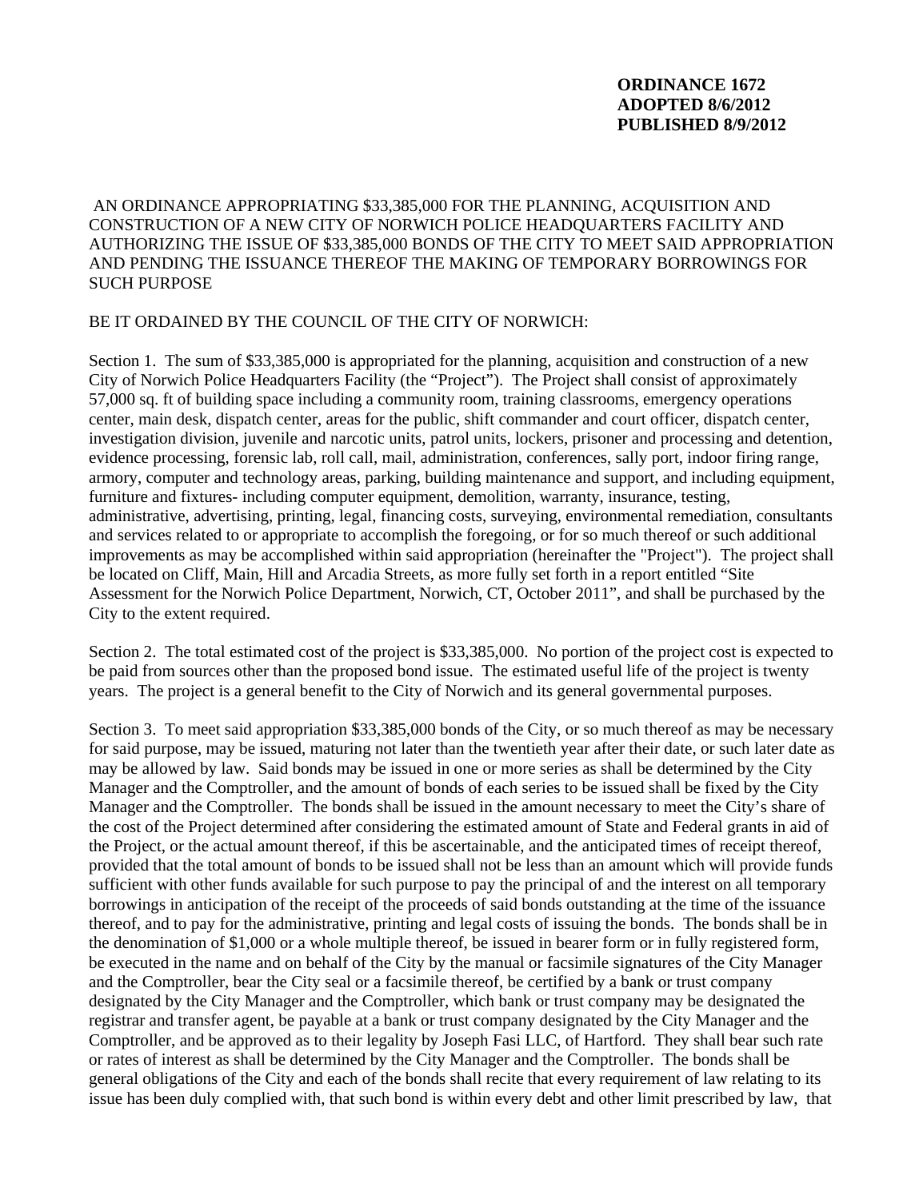**ORDINANCE 1672**
**ADOPTED 8/6/2012**
**PUBLISHED 8/9/2012**

AN ORDINANCE APPROPRIATING $33,385,000 FOR THE PLANNING, ACQUISITION AND CONSTRUCTION OF A NEW CITY OF NORWICH POLICE HEADQUARTERS FACILITY AND AUTHORIZING THE ISSUE OF $33,385,000 BONDS OF THE CITY TO MEET SAID APPROPRIATION AND PENDING THE ISSUANCE THEREOF THE MAKING OF TEMPORARY BORROWINGS FOR SUCH PURPOSE

BE IT ORDAINED BY THE COUNCIL OF THE CITY OF NORWICH:

Section 1. The sum of $33,385,000 is appropriated for the planning, acquisition and construction of a new City of Norwich Police Headquarters Facility (the "Project"). The Project shall consist of approximately 57,000 sq. ft of building space including a community room, training classrooms, emergency operations center, main desk, dispatch center, areas for the public, shift commander and court officer, dispatch center, investigation division, juvenile and narcotic units, patrol units, lockers, prisoner and processing and detention, evidence processing, forensic lab, roll call, mail, administration, conferences, sally port, indoor firing range, armory, computer and technology areas, parking, building maintenance and support, and including equipment, furniture and fixtures- including computer equipment, demolition, warranty, insurance, testing, administrative, advertising, printing, legal, financing costs, surveying, environmental remediation, consultants and services related to or appropriate to accomplish the foregoing, or for so much thereof or such additional improvements as may be accomplished within said appropriation (hereinafter the "Project"). The project shall be located on Cliff, Main, Hill and Arcadia Streets, as more fully set forth in a report entitled "Site Assessment for the Norwich Police Department, Norwich, CT, October 2011", and shall be purchased by the City to the extent required.

Section 2. The total estimated cost of the project is $33,385,000. No portion of the project cost is expected to be paid from sources other than the proposed bond issue. The estimated useful life of the project is twenty years. The project is a general benefit to the City of Norwich and its general governmental purposes.

Section 3. To meet said appropriation $33,385,000 bonds of the City, or so much thereof as may be necessary for said purpose, may be issued, maturing not later than the twentieth year after their date, or such later date as may be allowed by law. Said bonds may be issued in one or more series as shall be determined by the City Manager and the Comptroller, and the amount of bonds of each series to be issued shall be fixed by the City Manager and the Comptroller. The bonds shall be issued in the amount necessary to meet the City's share of the cost of the Project determined after considering the estimated amount of State and Federal grants in aid of the Project, or the actual amount thereof, if this be ascertainable, and the anticipated times of receipt thereof, provided that the total amount of bonds to be issued shall not be less than an amount which will provide funds sufficient with other funds available for such purpose to pay the principal of and the interest on all temporary borrowings in anticipation of the receipt of the proceeds of said bonds outstanding at the time of the issuance thereof, and to pay for the administrative, printing and legal costs of issuing the bonds. The bonds shall be in the denomination of $1,000 or a whole multiple thereof, be issued in bearer form or in fully registered form, be executed in the name and on behalf of the City by the manual or facsimile signatures of the City Manager and the Comptroller, bear the City seal or a facsimile thereof, be certified by a bank or trust company designated by the City Manager and the Comptroller, which bank or trust company may be designated the registrar and transfer agent, be payable at a bank or trust company designated by the City Manager and the Comptroller, and be approved as to their legality by Joseph Fasi LLC, of Hartford. They shall bear such rate or rates of interest as shall be determined by the City Manager and the Comptroller. The bonds shall be general obligations of the City and each of the bonds shall recite that every requirement of law relating to its issue has been duly complied with, that such bond is within every debt and other limit prescribed by law, that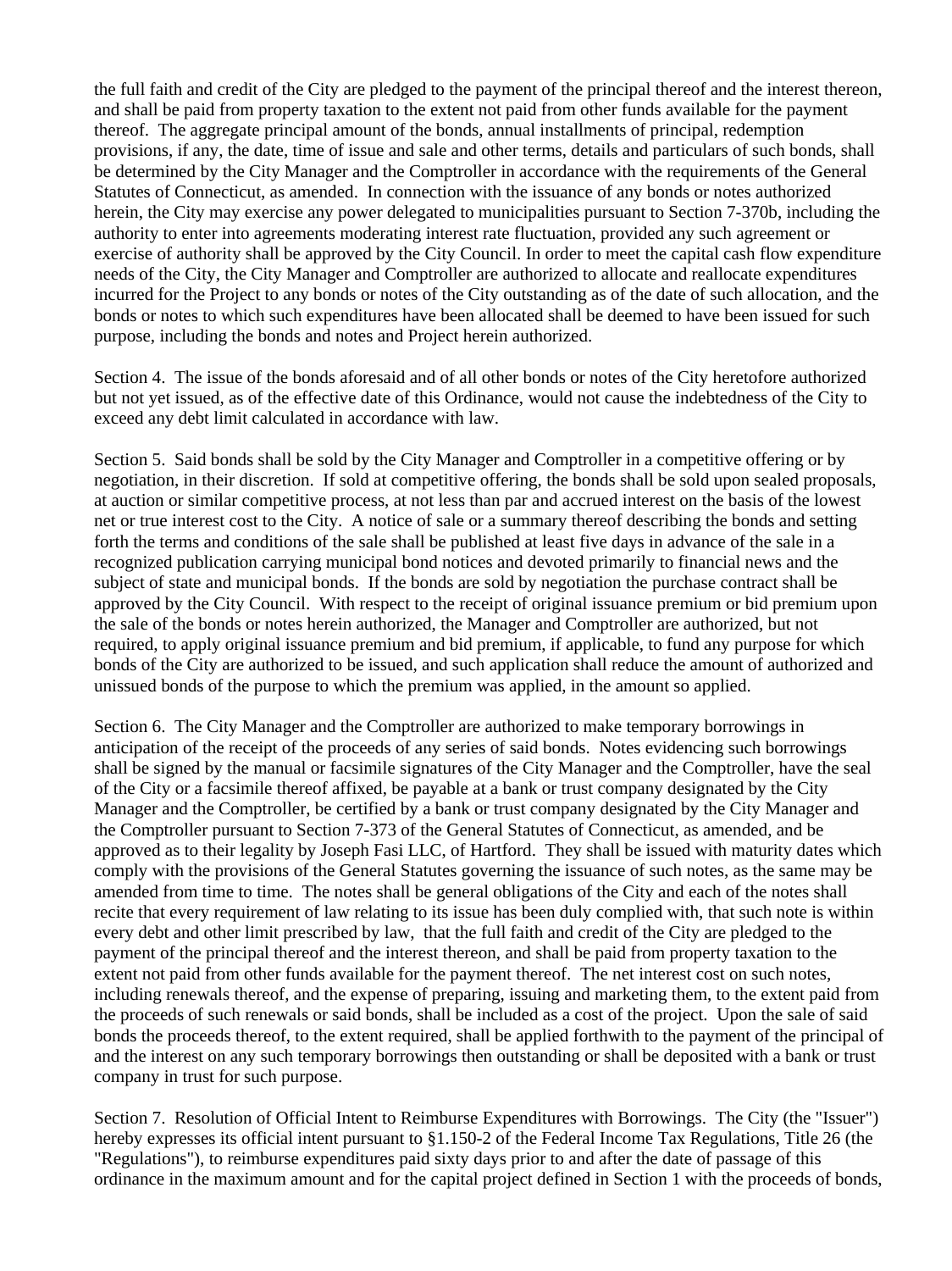the full faith and credit of the City are pledged to the payment of the principal thereof and the interest thereon, and shall be paid from property taxation to the extent not paid from other funds available for the payment thereof. The aggregate principal amount of the bonds, annual installments of principal, redemption provisions, if any, the date, time of issue and sale and other terms, details and particulars of such bonds, shall be determined by the City Manager and the Comptroller in accordance with the requirements of the General Statutes of Connecticut, as amended. In connection with the issuance of any bonds or notes authorized herein, the City may exercise any power delegated to municipalities pursuant to Section 7-370b, including the authority to enter into agreements moderating interest rate fluctuation, provided any such agreement or exercise of authority shall be approved by the City Council. In order to meet the capital cash flow expenditure needs of the City, the City Manager and Comptroller are authorized to allocate and reallocate expenditures incurred for the Project to any bonds or notes of the City outstanding as of the date of such allocation, and the bonds or notes to which such expenditures have been allocated shall be deemed to have been issued for such purpose, including the bonds and notes and Project herein authorized.

Section 4. The issue of the bonds aforesaid and of all other bonds or notes of the City heretofore authorized but not yet issued, as of the effective date of this Ordinance, would not cause the indebtedness of the City to exceed any debt limit calculated in accordance with law.

Section 5. Said bonds shall be sold by the City Manager and Comptroller in a competitive offering or by negotiation, in their discretion. If sold at competitive offering, the bonds shall be sold upon sealed proposals, at auction or similar competitive process, at not less than par and accrued interest on the basis of the lowest net or true interest cost to the City. A notice of sale or a summary thereof describing the bonds and setting forth the terms and conditions of the sale shall be published at least five days in advance of the sale in a recognized publication carrying municipal bond notices and devoted primarily to financial news and the subject of state and municipal bonds. If the bonds are sold by negotiation the purchase contract shall be approved by the City Council. With respect to the receipt of original issuance premium or bid premium upon the sale of the bonds or notes herein authorized, the Manager and Comptroller are authorized, but not required, to apply original issuance premium and bid premium, if applicable, to fund any purpose for which bonds of the City are authorized to be issued, and such application shall reduce the amount of authorized and unissued bonds of the purpose to which the premium was applied, in the amount so applied.

Section 6. The City Manager and the Comptroller are authorized to make temporary borrowings in anticipation of the receipt of the proceeds of any series of said bonds. Notes evidencing such borrowings shall be signed by the manual or facsimile signatures of the City Manager and the Comptroller, have the seal of the City or a facsimile thereof affixed, be payable at a bank or trust company designated by the City Manager and the Comptroller, be certified by a bank or trust company designated by the City Manager and the Comptroller pursuant to Section 7-373 of the General Statutes of Connecticut, as amended, and be approved as to their legality by Joseph Fasi LLC, of Hartford. They shall be issued with maturity dates which comply with the provisions of the General Statutes governing the issuance of such notes, as the same may be amended from time to time. The notes shall be general obligations of the City and each of the notes shall recite that every requirement of law relating to its issue has been duly complied with, that such note is within every debt and other limit prescribed by law, that the full faith and credit of the City are pledged to the payment of the principal thereof and the interest thereon, and shall be paid from property taxation to the extent not paid from other funds available for the payment thereof. The net interest cost on such notes, including renewals thereof, and the expense of preparing, issuing and marketing them, to the extent paid from the proceeds of such renewals or said bonds, shall be included as a cost of the project. Upon the sale of said bonds the proceeds thereof, to the extent required, shall be applied forthwith to the payment of the principal of and the interest on any such temporary borrowings then outstanding or shall be deposited with a bank or trust company in trust for such purpose.

Section 7. Resolution of Official Intent to Reimburse Expenditures with Borrowings. The City (the "Issuer") hereby expresses its official intent pursuant to §1.150-2 of the Federal Income Tax Regulations, Title 26 (the "Regulations"), to reimburse expenditures paid sixty days prior to and after the date of passage of this ordinance in the maximum amount and for the capital project defined in Section 1 with the proceeds of bonds,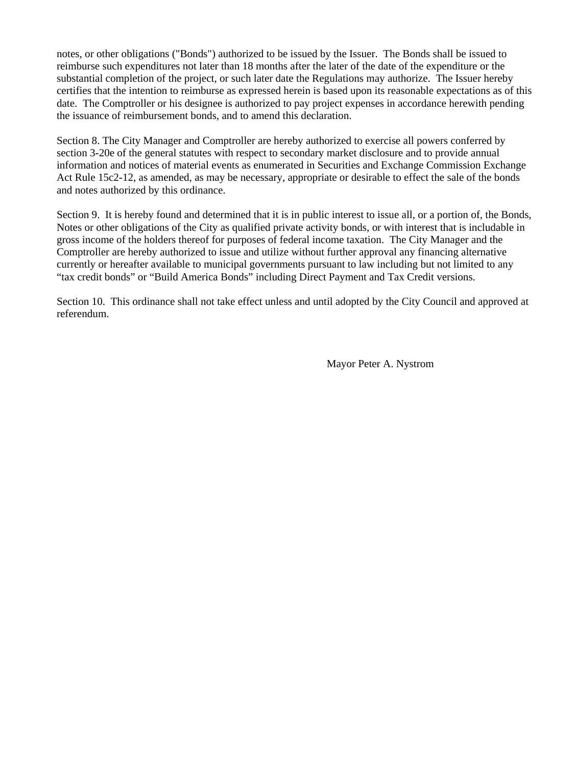notes, or other obligations ("Bonds") authorized to be issued by the Issuer. The Bonds shall be issued to reimburse such expenditures not later than 18 months after the later of the date of the expenditure or the substantial completion of the project, or such later date the Regulations may authorize. The Issuer hereby certifies that the intention to reimburse as expressed herein is based upon its reasonable expectations as of this date. The Comptroller or his designee is authorized to pay project expenses in accordance herewith pending the issuance of reimbursement bonds, and to amend this declaration.

Section 8. The City Manager and Comptroller are hereby authorized to exercise all powers conferred by section 3-20e of the general statutes with respect to secondary market disclosure and to provide annual information and notices of material events as enumerated in Securities and Exchange Commission Exchange Act Rule 15c2-12, as amended, as may be necessary, appropriate or desirable to effect the sale of the bonds and notes authorized by this ordinance.

Section 9. It is hereby found and determined that it is in public interest to issue all, or a portion of, the Bonds, Notes or other obligations of the City as qualified private activity bonds, or with interest that is includable in gross income of the holders thereof for purposes of federal income taxation. The City Manager and the Comptroller are hereby authorized to issue and utilize without further approval any financing alternative currently or hereafter available to municipal governments pursuant to law including but not limited to any "tax credit bonds" or "Build America Bonds" including Direct Payment and Tax Credit versions.

Section 10. This ordinance shall not take effect unless and until adopted by the City Council and approved at referendum.

Mayor Peter A. Nystrom